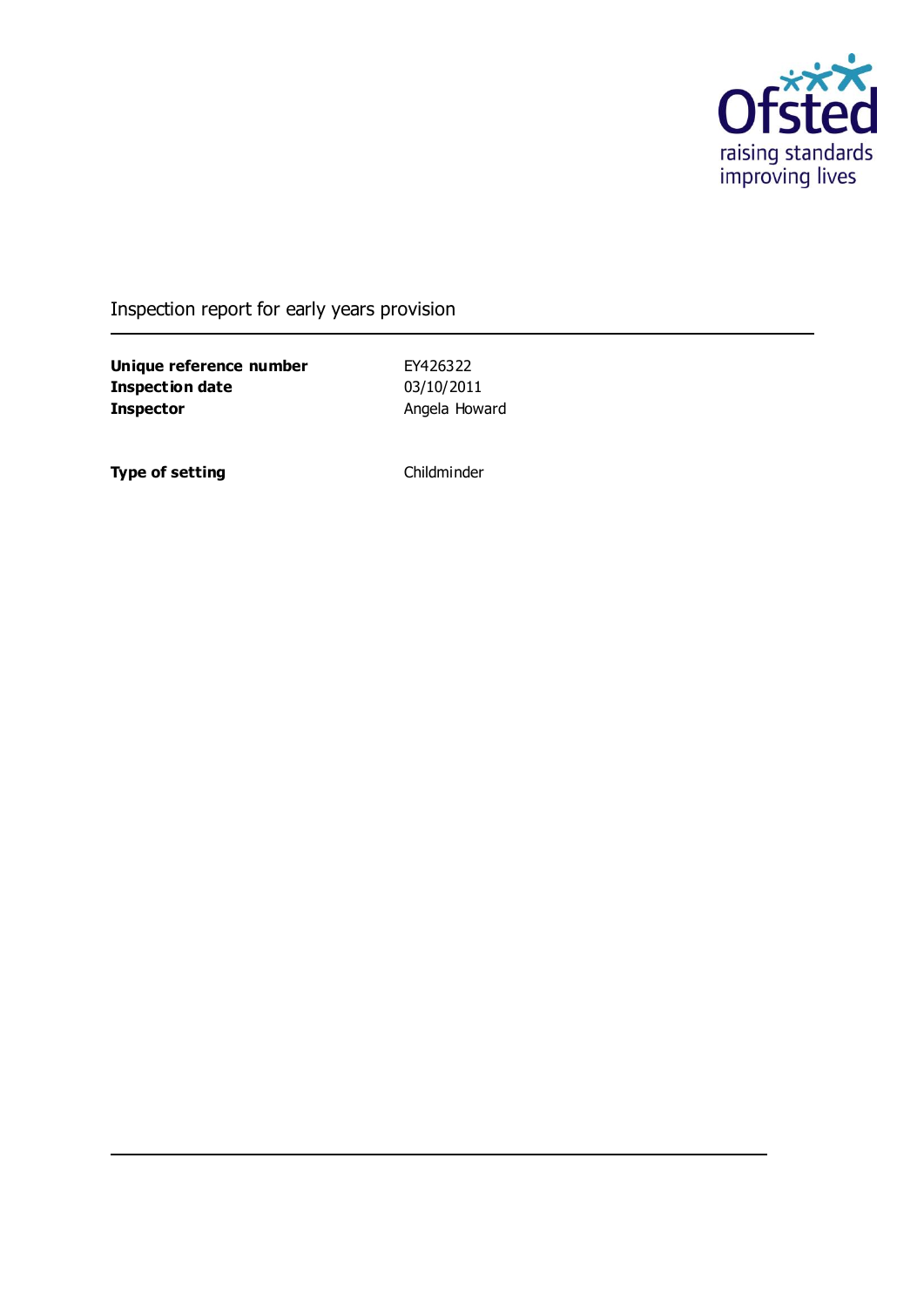Inspection report for early years provision

| | |
|---|---|
| **Unique reference number** | EY426322 |
| **Inspection date** | 03/10/2011 |
| **Inspector** | Angela Howard |
| | |
| **Type of setting** | Childminder |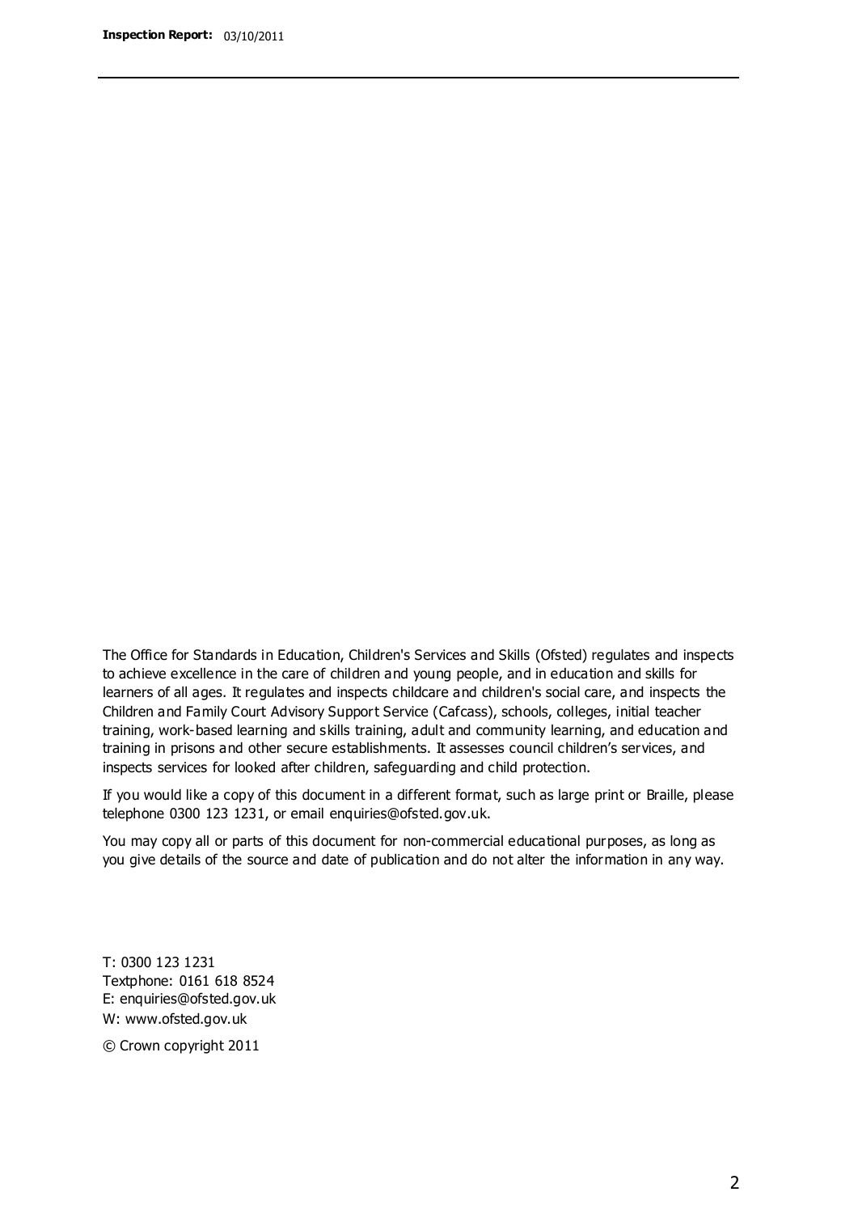The Office for Standards in Education, Children's Services and Skills (Ofsted) regulates and inspects to achieve excellence in the care of children and young people, and in education and skills for learners of all ages. It regulates and inspects childcare and children's social care, and inspects the Children and Family Court Advisory Support Service (Cafcass), schools, colleges, initial teacher training, work-based learning and skills training, adult and community learning, and education and training in prisons and other secure establishments. It assesses council children's services, and inspects services for looked after children, safeguarding and child protection.

If you would like a copy of this document in a different format, such as large print or Braille, please telephone 0300 123 1231, or email enquiries@ofsted.gov.uk.

You may copy all or parts of this document for non-commercial educational purposes, as long as you give details of the source and date of publication and do not alter the information in any way.

T: 0300 123 1231
Textphone: 0161 618 8524
E: enquiries@ofsted.gov.uk
W: www.ofsted.gov.uk

© Crown copyright 2011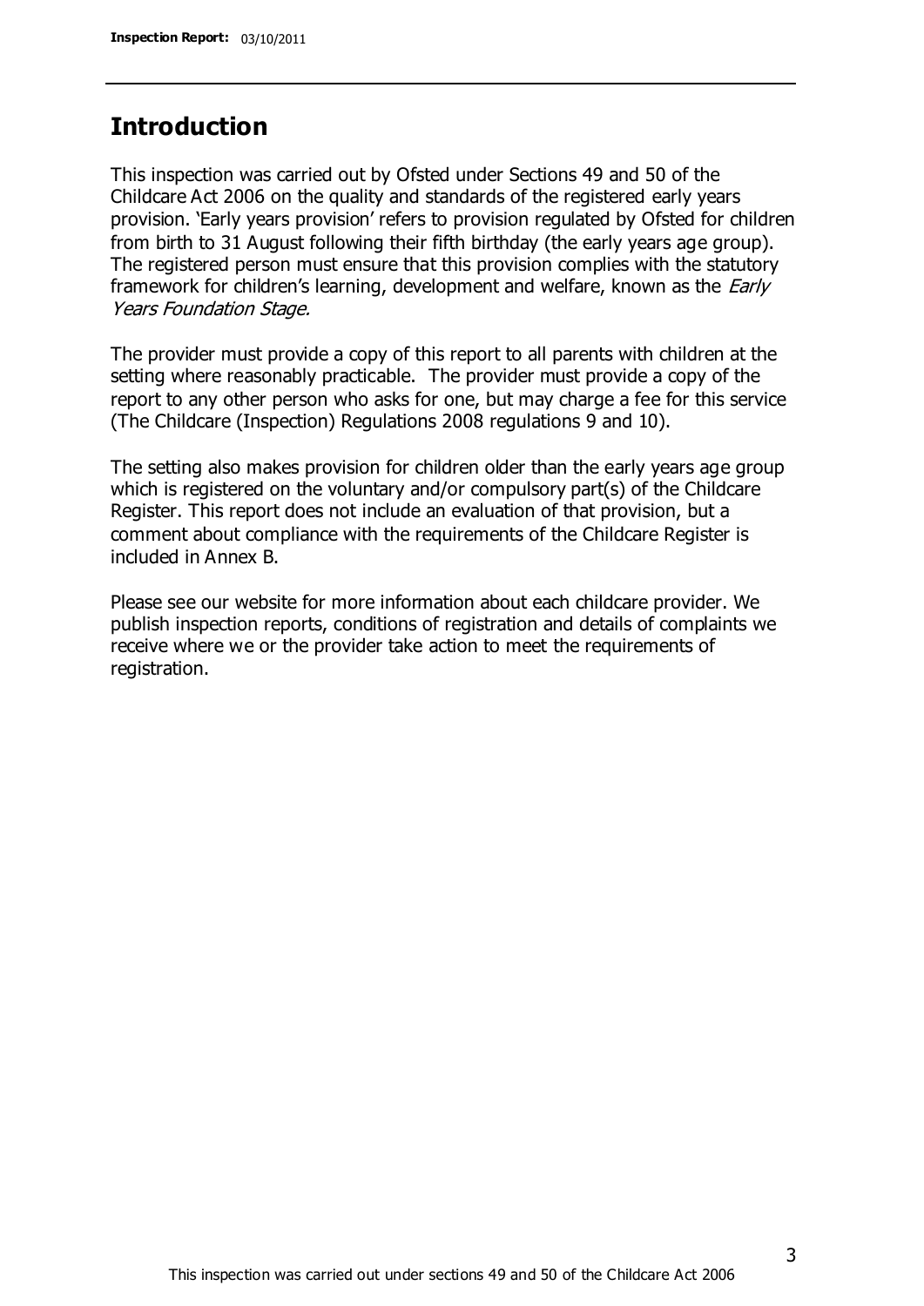## Introduction

This inspection was carried out by Ofsted under Sections 49 and 50 of the Childcare Act 2006 on the quality and standards of the registered early years provision. 'Early years provision' refers to provision regulated by Ofsted for children from birth to 31 August following their fifth birthday (the early years age group). The registered person must ensure that this provision complies with the statutory framework for children's learning, development and welfare, known as the *Early Years Foundation Stage.*

The provider must provide a copy of this report to all parents with children at the setting where reasonably practicable. The provider must provide a copy of the report to any other person who asks for one, but may charge a fee for this service (The Childcare (Inspection) Regulations 2008 regulations 9 and 10).

The setting also makes provision for children older than the early years age group which is registered on the voluntary and/or compulsory part(s) of the Childcare Register. This report does not include an evaluation of that provision, but a comment about compliance with the requirements of the Childcare Register is included in Annex B.

Please see our website for more information about each childcare provider. We publish inspection reports, conditions of registration and details of complaints we receive where we or the provider take action to meet the requirements of registration.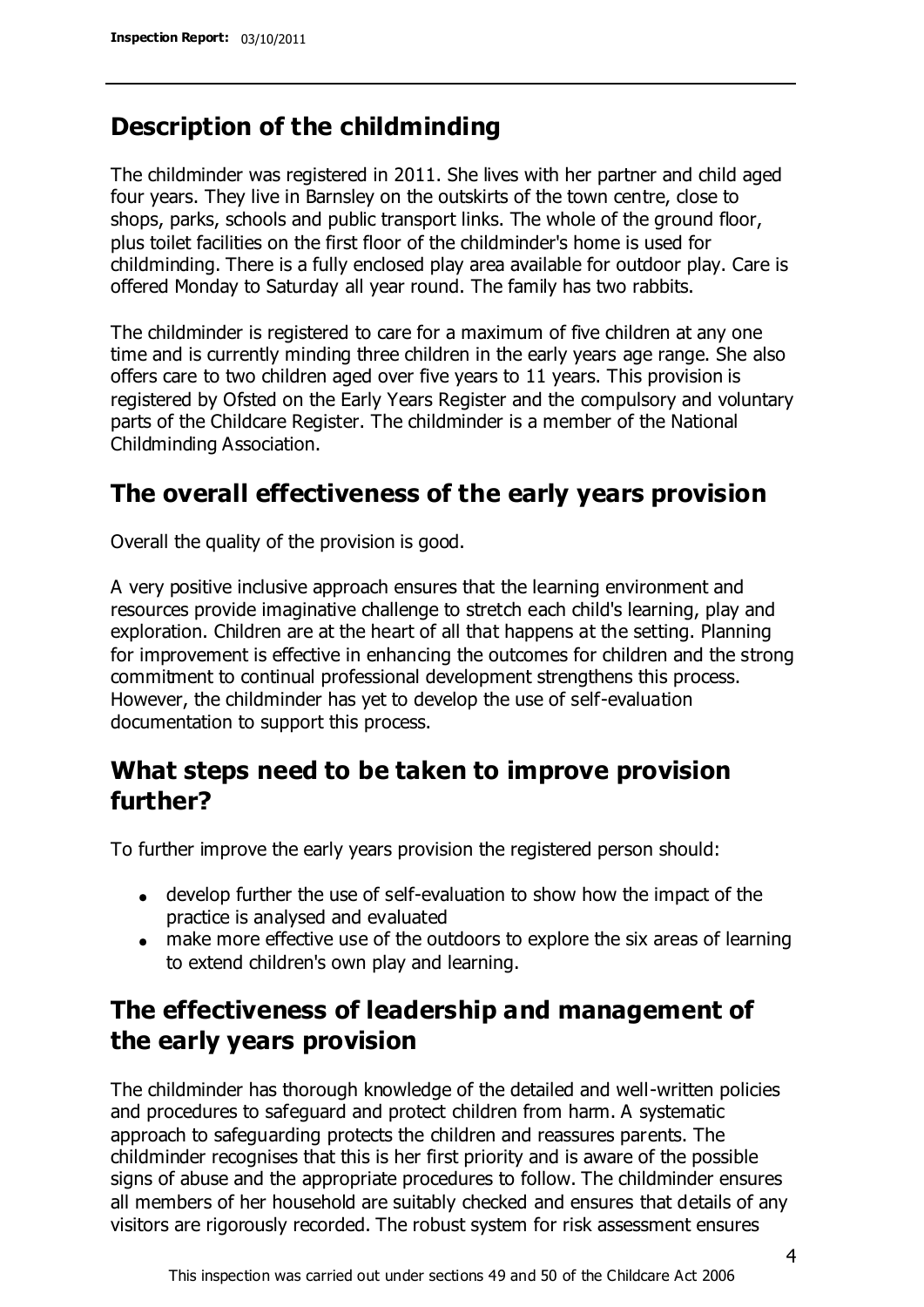## Description of the childminding

The childminder was registered in 2011. She lives with her partner and child aged four years. They live in Barnsley on the outskirts of the town centre, close to shops, parks, schools and public transport links. The whole of the ground floor, plus toilet facilities on the first floor of the childminder's home is used for childminding. There is a fully enclosed play area available for outdoor play. Care is offered Monday to Saturday all year round. The family has two rabbits.

The childminder is registered to care for a maximum of five children at any one time and is currently minding three children in the early years age range. She also offers care to two children aged over five years to 11 years. This provision is registered by Ofsted on the Early Years Register and the compulsory and voluntary parts of the Childcare Register. The childminder is a member of the National Childminding Association.

## The overall effectiveness of the early years provision

Overall the quality of the provision is good.

A very positive inclusive approach ensures that the learning environment and resources provide imaginative challenge to stretch each child's learning, play and exploration. Children are at the heart of all that happens at the setting. Planning for improvement is effective in enhancing the outcomes for children and the strong commitment to continual professional development strengthens this process. However, the childminder has yet to develop the use of self-evaluation documentation to support this process.

## What steps need to be taken to improve provision further?

To further improve the early years provision the registered person should:

- develop further the use of self-evaluation to show how the impact of the practice is analysed and evaluated
- make more effective use of the outdoors to explore the six areas of learning to extend children's own play and learning.

## The effectiveness of leadership and management of the early years provision

The childminder has thorough knowledge of the detailed and well-written policies and procedures to safeguard and protect children from harm. A systematic approach to safeguarding protects the children and reassures parents. The childminder recognises that this is her first priority and is aware of the possible signs of abuse and the appropriate procedures to follow. The childminder ensures all members of her household are suitably checked and ensures that details of any visitors are rigorously recorded. The robust system for risk assessment ensures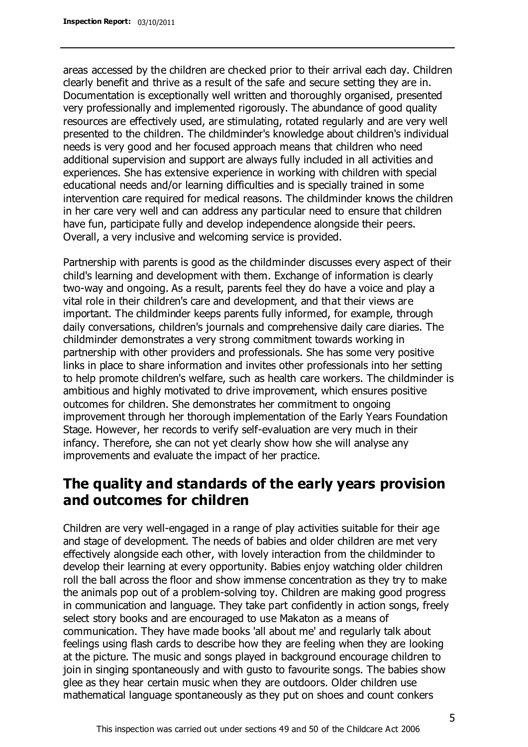areas accessed by the children are checked prior to their arrival each day. Children clearly benefit and thrive as a result of the safe and secure setting they are in. Documentation is exceptionally well written and thoroughly organised, presented very professionally and implemented rigorously. The abundance of good quality resources are effectively used, are stimulating, rotated regularly and are very well presented to the children. The childminder's knowledge about children's individual needs is very good and her focused approach means that children who need additional supervision and support are always fully included in all activities and experiences. She has extensive experience in working with children with special educational needs and/or learning difficulties and is specially trained in some intervention care required for medical reasons. The childminder knows the children in her care very well and can address any particular need to ensure that children have fun, participate fully and develop independence alongside their peers. Overall, a very inclusive and welcoming service is provided.

Partnership with parents is good as the childminder discusses every aspect of their child's learning and development with them. Exchange of information is clearly two-way and ongoing. As a result, parents feel they do have a voice and play a vital role in their children's care and development, and that their views are important. The childminder keeps parents fully informed, for example, through daily conversations, children's journals and comprehensive daily care diaries. The childminder demonstrates a very strong commitment towards working in partnership with other providers and professionals. She has some very positive links in place to share information and invites other professionals into her setting to help promote children's welfare, such as health care workers. The childminder is ambitious and highly motivated to drive improvement, which ensures positive outcomes for children. She demonstrates her commitment to ongoing improvement through her thorough implementation of the Early Years Foundation Stage. However, her records to verify self-evaluation are very much in their infancy. Therefore, she can not yet clearly show how she will analyse any improvements and evaluate the impact of her practice.

## The quality and standards of the early years provision and outcomes for children

Children are very well-engaged in a range of play activities suitable for their age and stage of development. The needs of babies and older children are met very effectively alongside each other, with lovely interaction from the childminder to develop their learning at every opportunity. Babies enjoy watching older children roll the ball across the floor and show immense concentration as they try to make the animals pop out of a problem-solving toy. Children are making good progress in communication and language. They take part confidently in action songs, freely select story books and are encouraged to use Makaton as a means of communication. They have made books 'all about me' and regularly talk about feelings using flash cards to describe how they are feeling when they are looking at the picture. The music and songs played in background encourage children to join in singing spontaneously and with gusto to favourite songs. The babies show glee as they hear certain music when they are outdoors. Older children use mathematical language spontaneously as they put on shoes and count conkers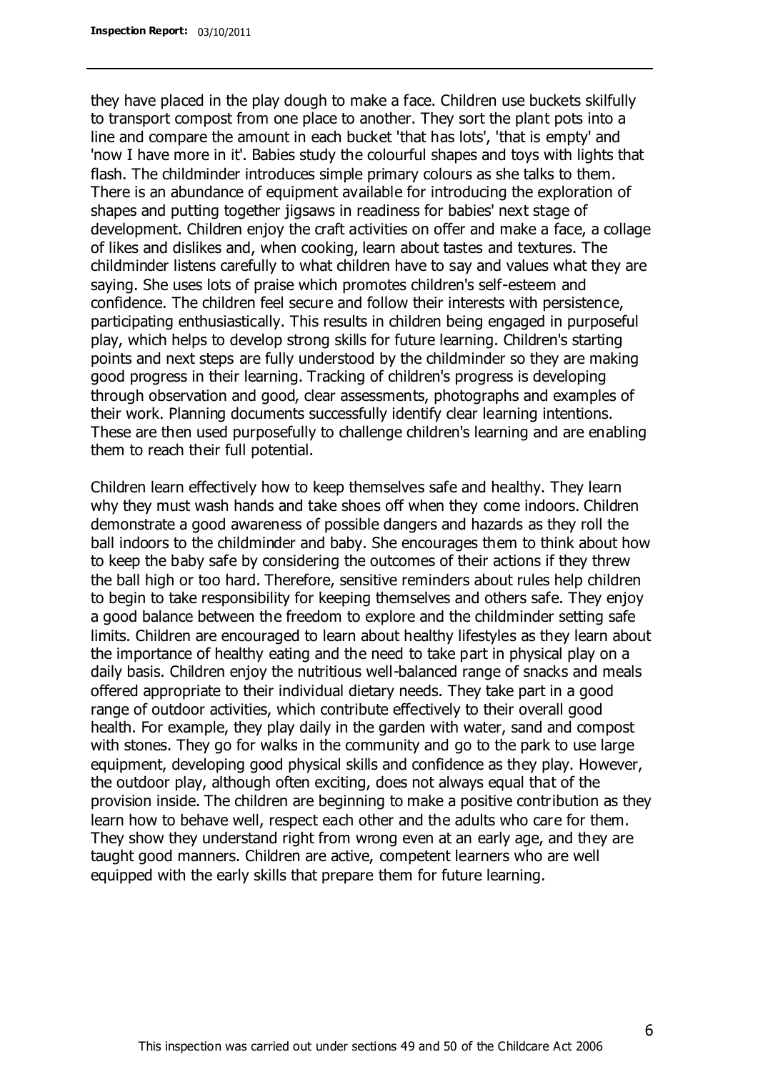they have placed in the play dough to make a face. Children use buckets skilfully to transport compost from one place to another. They sort the plant pots into a line and compare the amount in each bucket 'that has lots', 'that is empty' and 'now I have more in it'. Babies study the colourful shapes and toys with lights that flash. The childminder introduces simple primary colours as she talks to them. There is an abundance of equipment available for introducing the exploration of shapes and putting together jigsaws in readiness for babies' next stage of development. Children enjoy the craft activities on offer and make a face, a collage of likes and dislikes and, when cooking, learn about tastes and textures. The childminder listens carefully to what children have to say and values what they are saying. She uses lots of praise which promotes children's self-esteem and confidence. The children feel secure and follow their interests with persistence, participating enthusiastically. This results in children being engaged in purposeful play, which helps to develop strong skills for future learning. Children's starting points and next steps are fully understood by the childminder so they are making good progress in their learning. Tracking of children's progress is developing through observation and good, clear assessments, photographs and examples of their work. Planning documents successfully identify clear learning intentions. These are then used purposefully to challenge children's learning and are enabling them to reach their full potential.

Children learn effectively how to keep themselves safe and healthy. They learn why they must wash hands and take shoes off when they come indoors. Children demonstrate a good awareness of possible dangers and hazards as they roll the ball indoors to the childminder and baby. She encourages them to think about how to keep the baby safe by considering the outcomes of their actions if they threw the ball high or too hard. Therefore, sensitive reminders about rules help children to begin to take responsibility for keeping themselves and others safe. They enjoy a good balance between the freedom to explore and the childminder setting safe limits. Children are encouraged to learn about healthy lifestyles as they learn about the importance of healthy eating and the need to take part in physical play on a daily basis. Children enjoy the nutritious well-balanced range of snacks and meals offered appropriate to their individual dietary needs. They take part in a good range of outdoor activities, which contribute effectively to their overall good health. For example, they play daily in the garden with water, sand and compost with stones. They go for walks in the community and go to the park to use large equipment, developing good physical skills and confidence as they play. However, the outdoor play, although often exciting, does not always equal that of the provision inside. The children are beginning to make a positive contribution as they learn how to behave well, respect each other and the adults who care for them. They show they understand right from wrong even at an early age, and they are taught good manners. Children are active, competent learners who are well equipped with the early skills that prepare them for future learning.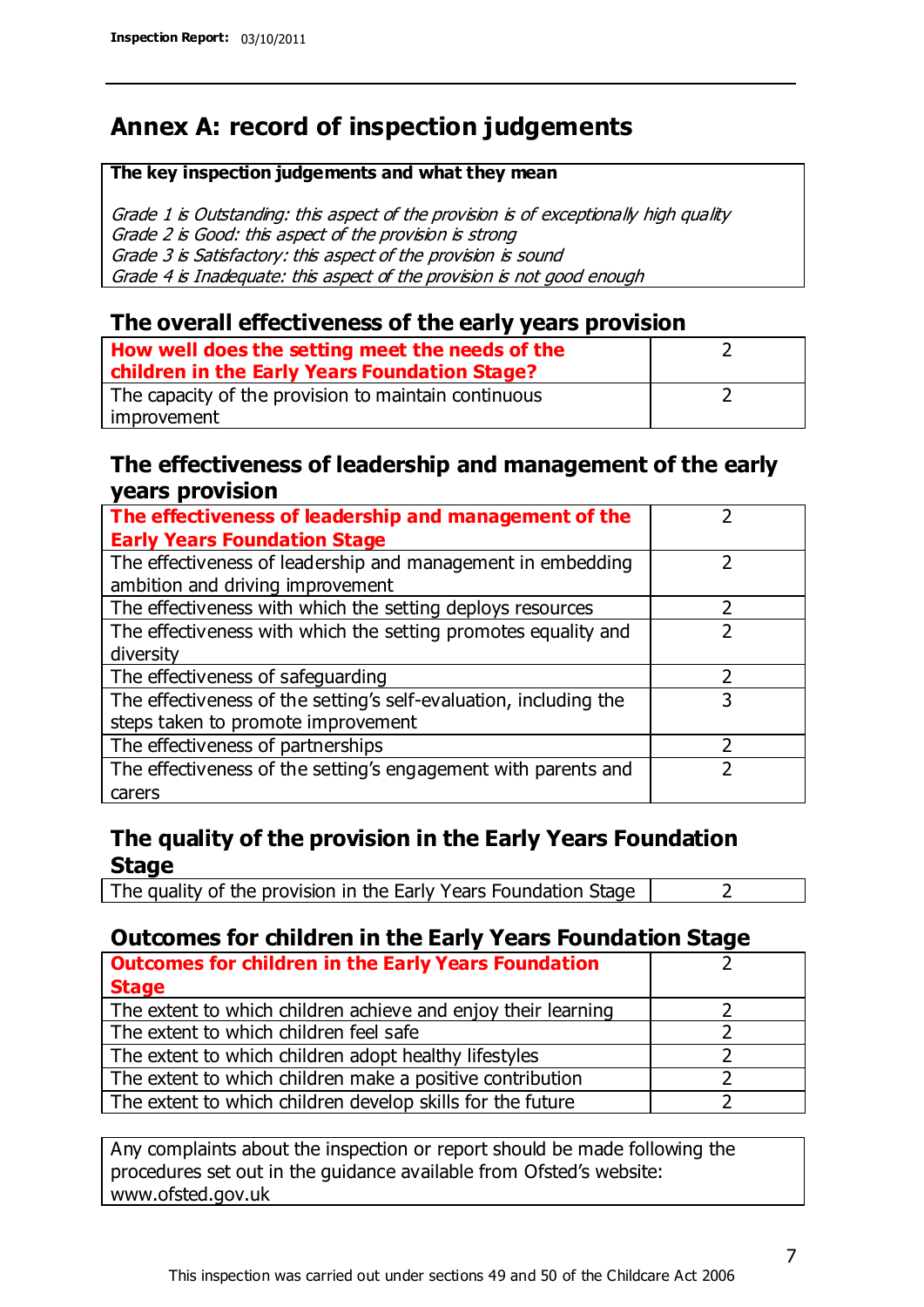# Annex A: record of inspection judgements

**The key inspection judgements and what they mean**

*Grade 1 is Outstanding: this aspect of the provision is of exceptionally high quality*
*Grade 2 is Good: this aspect of the provision is strong*
*Grade 3 is Satisfactory: this aspect of the provision is sound*
*Grade 4 is Inadequate: this aspect of the provision is not good enough*

## The overall effectiveness of the early years provision

| | |
|---|---|
| **How well does the setting meet the needs of the children in the Early Years Foundation Stage?** | 2 |
| The capacity of the provision to maintain continuous improvement | 2 |

## The effectiveness of leadership and management of the early years provision

| | |
|---|---|
| **The effectiveness of leadership and management of the Early Years Foundation Stage** | 2 |
| The effectiveness of leadership and management in embedding ambition and driving improvement | 2 |
| The effectiveness with which the setting deploys resources | 2 |
| The effectiveness with which the setting promotes equality and diversity | 2 |
| The effectiveness of safeguarding | 2 |
| The effectiveness of the setting's self-evaluation, including the steps taken to promote improvement | 3 |
| The effectiveness of partnerships | 2 |
| The effectiveness of the setting's engagement with parents and carers | 2 |

## The quality of the provision in the Early Years Foundation Stage

| | |
|---|---|
| The quality of the provision in the Early Years Foundation Stage | 2 |

## Outcomes for children in the Early Years Foundation Stage

| | |
|---|---|
| **Outcomes for children in the Early Years Foundation Stage** | 2 |
| The extent to which children achieve and enjoy their learning | 2 |
| The extent to which children feel safe | 2 |
| The extent to which children adopt healthy lifestyles | 2 |
| The extent to which children make a positive contribution | 2 |
| The extent to which children develop skills for the future | 2 |

Any complaints about the inspection or report should be made following the procedures set out in the guidance available from Ofsted's website: www.ofsted.gov.uk

This inspection was carried out under sections 49 and 50 of the Childcare Act 2006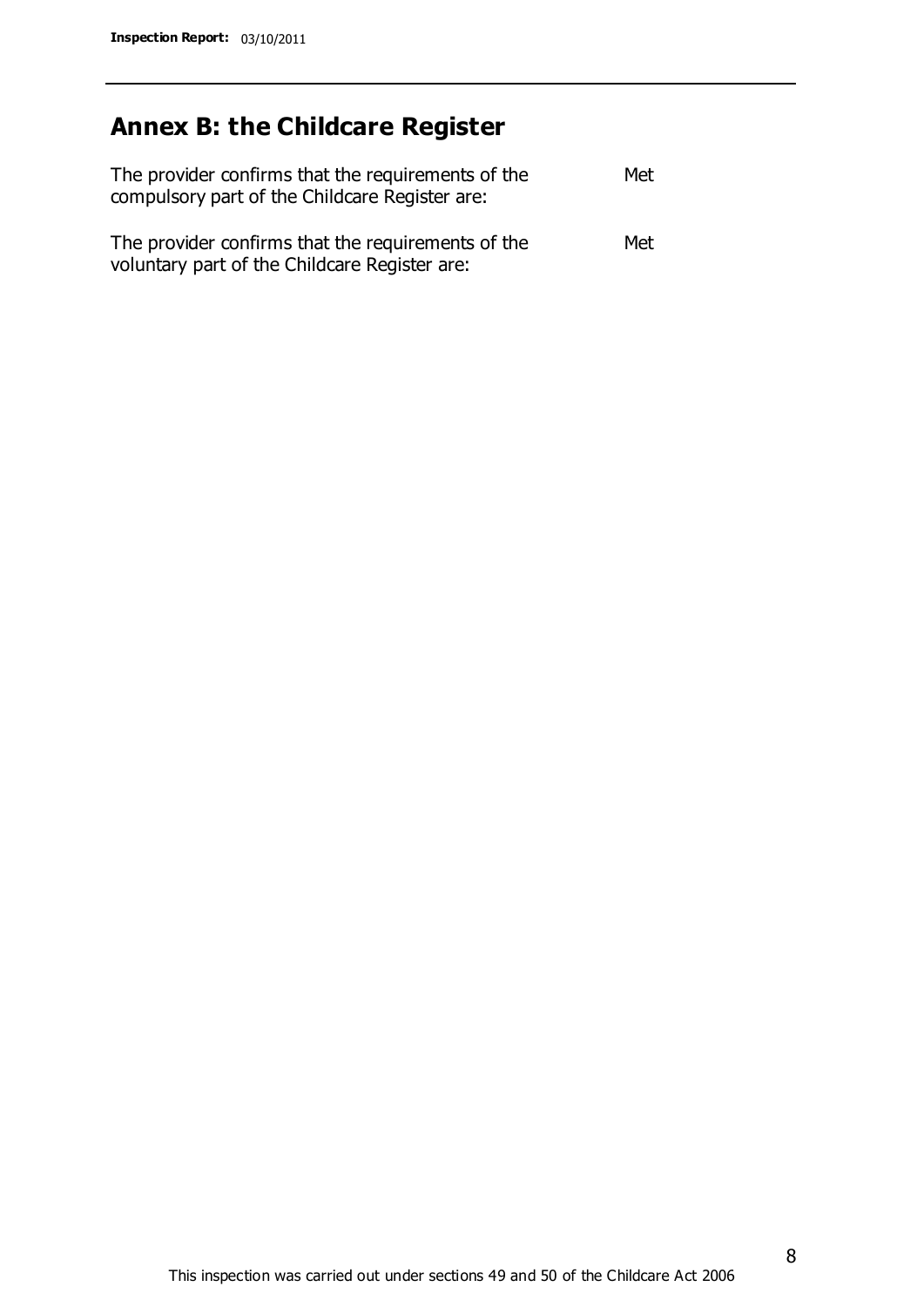## Annex B: the Childcare Register

| | |
|---|---|
| The provider confirms that the requirements of the compulsory part of the Childcare Register are: | Met |
| The provider confirms that the requirements of the voluntary part of the Childcare Register are: | Met |

This inspection was carried out under sections 49 and 50 of the Childcare Act 2006